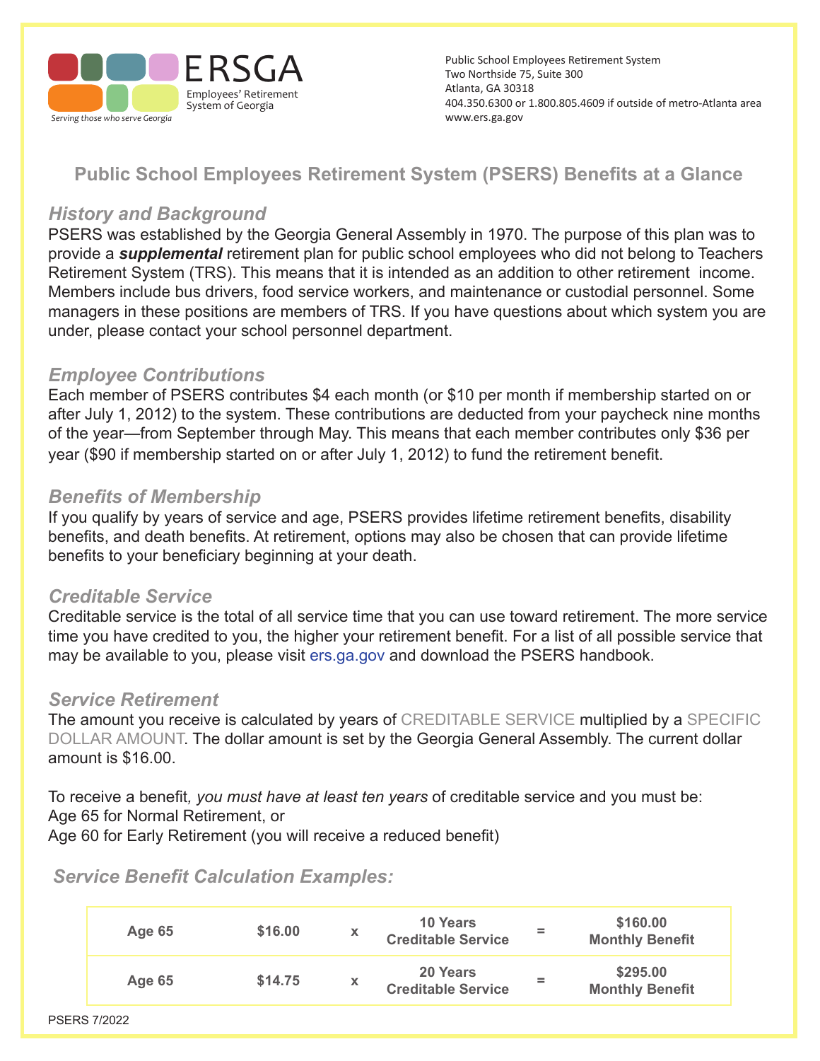ERSGA

Employees' Retirement System of Georgia

*Serving those who serve Georgia*

Public School Employees Retirement System
Two Northside 75, Suite 300
Atlanta, GA 30318
404.350.6300 or 1.800.805.4609 if outside of metro-Atlanta area
www.ers.ga.gov

# Public School Employees Retirement System (PSERS) Benefits at a Glance

## *History and Background*

PSERS was established by the Georgia General Assembly in 1970. The purpose of this plan was to provide a ***supplemental*** retirement plan for public school employees who did not belong to Teachers Retirement System (TRS). This means that it is intended as an addition to other retirement income. Members include bus drivers, food service workers, and maintenance or custodial personnel. Some managers in these positions are members of TRS. If you have questions about which system you are under, please contact your school personnel department.

## *Employee Contributions*

Each member of PSERS contributes $4 each month (or $10 per month if membership started on or after July 1, 2012) to the system. These contributions are deducted from your paycheck nine months of the year—from September through May. This means that each member contributes only $36 per year ($90 if membership started on or after July 1, 2012) to fund the retirement benefit.

## *Benefits of Membership*

If you qualify by years of service and age, PSERS provides lifetime retirement benefits, disability benefits, and death benefits. At retirement, options may also be chosen that can provide lifetime benefits to your beneficiary beginning at your death.

## *Creditable Service*

Creditable service is the total of all service time that you can use toward retirement. The more service time you have credited to you, the higher your retirement benefit. For a list of all possible service that may be available to you, please visit ers.ga.gov and download the PSERS handbook.

## *Service Retirement*

The amount you receive is calculated by years of CREDITABLE SERVICE multiplied by a SPECIFIC DOLLAR AMOUNT. The dollar amount is set by the Georgia General Assembly. The current dollar amount is $16.00.

To receive a benefit, *you must have at least ten years* of creditable service and you must be:
Age 65 for Normal Retirement, or
Age 60 for Early Retirement (you will receive a reduced benefit)

## *Service Benefit Calculation Examples:*

| | | | | | |
|---|---|---|---|---|---|
| **Age 65** | **$16.00** | **x** | **10 Years Creditable Service** | **=** | **$160.00 Monthly Benefit** |
| **Age 65** | **$14.75** | **x** | **20 Years Creditable Service** | **=** | **$295.00 Monthly Benefit** |

PSERS 7/2022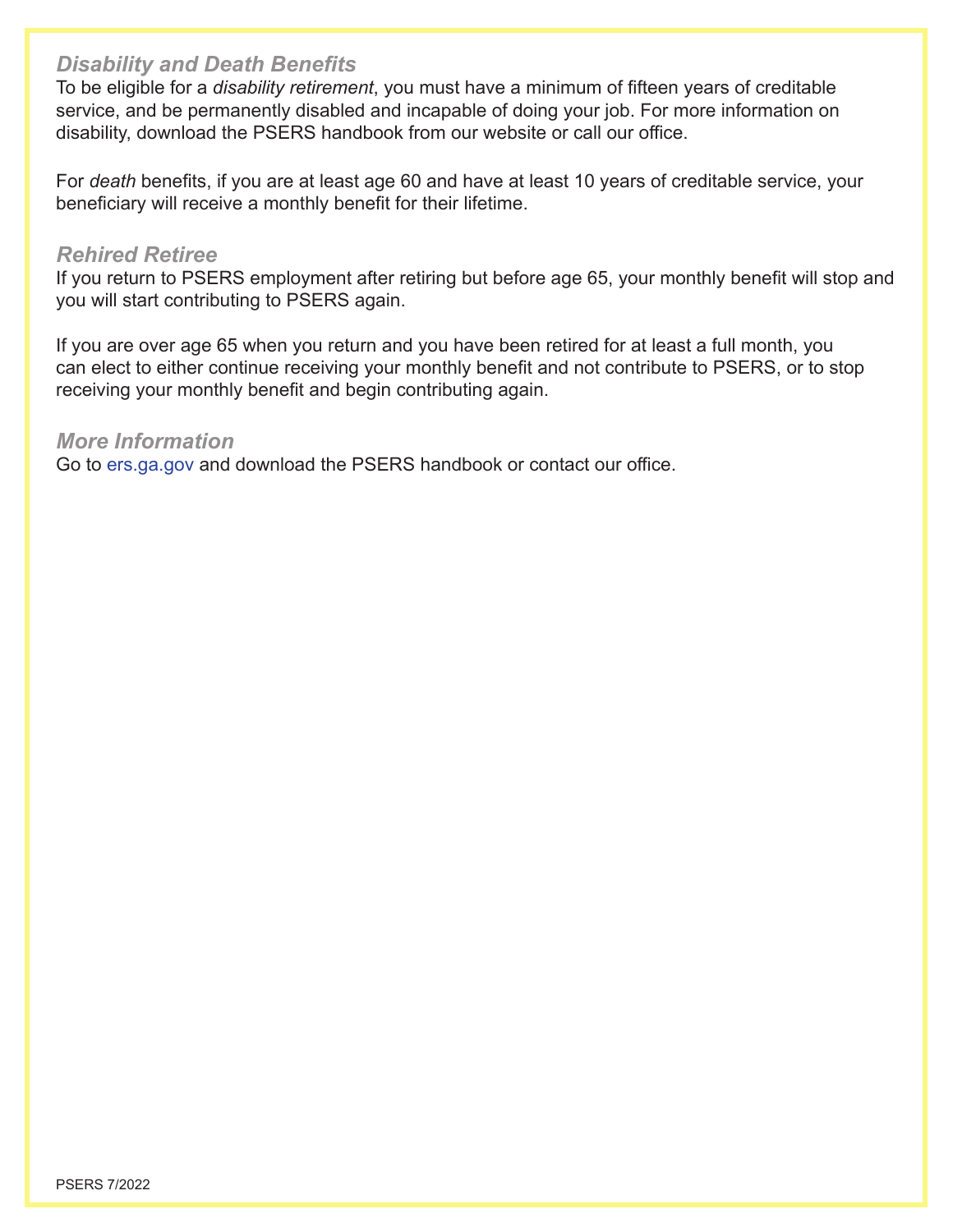### *Disability and Death Benefits*

To be eligible for a *disability retirement*, you must have a minimum of fifteen years of creditable service, and be permanently disabled and incapable of doing your job. For more information on disability, download the PSERS handbook from our website or call our office.

For *death* benefits, if you are at least age 60 and have at least 10 years of creditable service, your beneficiary will receive a monthly benefit for their lifetime.

### *Rehired Retiree*

If you return to PSERS employment after retiring but before age 65, your monthly benefit will stop and you will start contributing to PSERS again.

If you are over age 65 when you return and you have been retired for at least a full month, you can elect to either continue receiving your monthly benefit and not contribute to PSERS, or to stop receiving your monthly benefit and begin contributing again.

### *More Information*

Go to ers.ga.gov and download the PSERS handbook or contact our office.

PSERS 7/2022